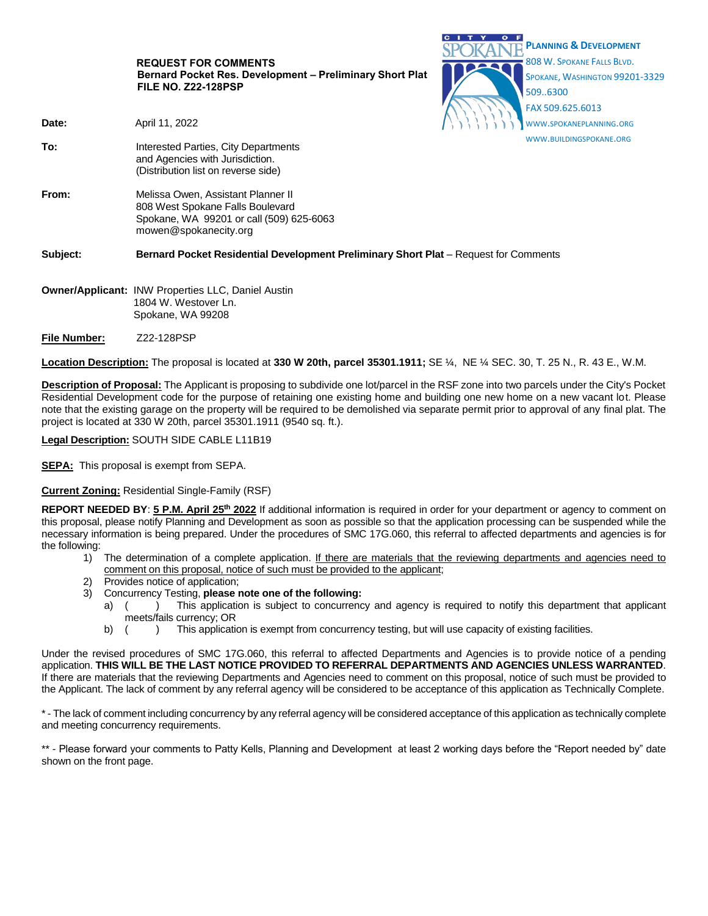**REQUEST FOR COMMENTS**
**Bernard Pocket Res. Development – Preliminary Short Plat**
**FILE NO. Z22-128PSP**

CITY OF SPOKANE
**PLANNING & DEVELOPMENT**
808 W. SPOKANE FALLS BLVD.
SPOKANE, WASHINGTON 99201-3329
509..6300
FAX 509.625.6013
WWW.SPOKANEPLANNING.ORG
WWW.BUILDINGSPOKANE.ORG

**Date:** April 11, 2022

**To:** Interested Parties, City Departments and Agencies with Jurisdiction. (Distribution list on reverse side)

**From:** Melissa Owen, Assistant Planner II
808 West Spokane Falls Boulevard
Spokane, WA 99201 or call (509) 625-6063
mowen@spokanecity.org

**Subject:** **Bernard Pocket Residential Development Preliminary Short Plat** – Request for Comments

**Owner/Applicant:** INW Properties LLC, Daniel Austin
1804 W. Westover Ln.
Spokane, WA 99208

**File Number:** Z22-128PSP

**Location Description:** The proposal is located at **330 W 20th, parcel 35301.1911;** SE ¼, NE ¼ SEC. 30, T. 25 N., R. 43 E., W.M.

**Description of Proposal:** The Applicant is proposing to subdivide one lot/parcel in the RSF zone into two parcels under the City's Pocket Residential Development code for the purpose of retaining one existing home and building one new home on a new vacant lot. Please note that the existing garage on the property will be required to be demolished via separate permit prior to approval of any final plat. The project is located at 330 W 20th, parcel 35301.1911 (9540 sq. ft.).

**Legal Description:** SOUTH SIDE CABLE L11B19

**SEPA:** This proposal is exempt from SEPA.

**Current Zoning:** Residential Single-Family (RSF)

**REPORT NEEDED BY**: **5 P.M. April 25th 2022** If additional information is required in order for your department or agency to comment on this proposal, please notify Planning and Development as soon as possible so that the application processing can be suspended while the necessary information is being prepared. Under the procedures of SMC 17G.060, this referral to affected departments and agencies is for the following:

1) The determination of a complete application. If there are materials that the reviewing departments and agencies need to comment on this proposal, notice of such must be provided to the applicant;
2) Provides notice of application;
3) Concurrency Testing, **please note one of the following:**
   a) (  ) This application is subject to concurrency and agency is required to notify this department that applicant meets/fails currency; OR
   b) (  ) This application is exempt from concurrency testing, but will use capacity of existing facilities.

Under the revised procedures of SMC 17G.060, this referral to affected Departments and Agencies is to provide notice of a pending application. **THIS WILL BE THE LAST NOTICE PROVIDED TO REFERRAL DEPARTMENTS AND AGENCIES UNLESS WARRANTED**. If there are materials that the reviewing Departments and Agencies need to comment on this proposal, notice of such must be provided to the Applicant. The lack of comment by any referral agency will be considered to be acceptance of this application as Technically Complete.

* - The lack of comment including concurrency by any referral agency will be considered acceptance of this application as technically complete and meeting concurrency requirements.

** - Please forward your comments to Patty Kells, Planning and Development at least 2 working days before the "Report needed by" date shown on the front page.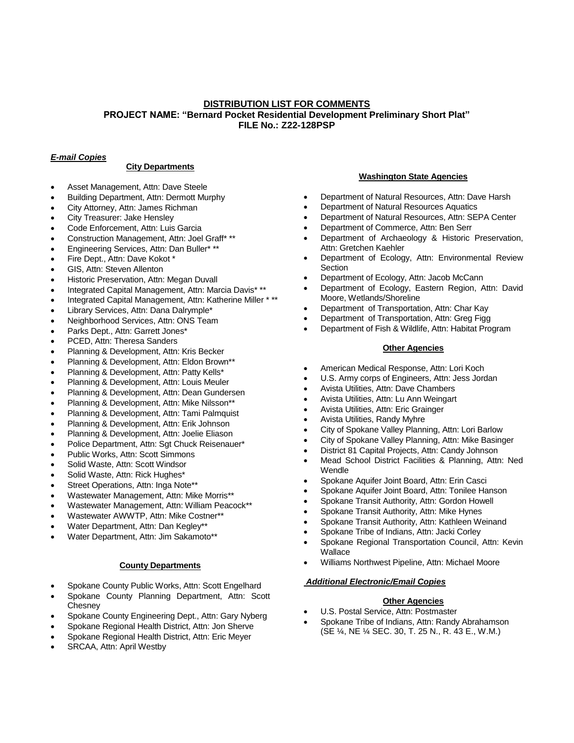**DISTRIBUTION LIST FOR COMMENTS**
**PROJECT NAME: "Bernard Pocket Residential Development Preliminary Short Plat"**
**FILE No.: Z22-128PSP**

***E-mail Copies***

**City Departments**

- Asset Management, Attn: Dave Steele
- Building Department, Attn: Dermott Murphy
- City Attorney, Attn: James Richman
- City Treasurer: Jake Hensley
- Code Enforcement, Attn: Luis Garcia
- Construction Management, Attn: Joel Graff* **
- Engineering Services, Attn: Dan Buller* **
- Fire Dept., Attn: Dave Kokot *
- GIS, Attn: Steven Allenton
- Historic Preservation, Attn: Megan Duvall
- Integrated Capital Management, Attn: Marcia Davis* **
- Integrated Capital Management, Attn: Katherine Miller * **
- Library Services, Attn: Dana Dalrymple*
- Neighborhood Services, Attn: ONS Team
- Parks Dept., Attn: Garrett Jones*
- PCED, Attn: Theresa Sanders
- Planning & Development, Attn: Kris Becker
- Planning & Development, Attn: Eldon Brown**
- Planning & Development, Attn: Patty Kells*
- Planning & Development, Attn: Louis Meuler
- Planning & Development, Attn: Dean Gundersen
- Planning & Development, Attn: Mike Nilsson**
- Planning & Development, Attn: Tami Palmquist
- Planning & Development, Attn: Erik Johnson
- Planning & Development, Attn: Joelie Eliason
- Police Department, Attn: Sgt Chuck Reisenauer*
- Public Works, Attn: Scott Simmons
- Solid Waste, Attn: Scott Windsor
- Solid Waste, Attn: Rick Hughes*
- Street Operations, Attn: Inga Note**
- Wastewater Management, Attn: Mike Morris**
- Wastewater Management, Attn: William Peacock**
- Wastewater AWWTP, Attn: Mike Costner**
- Water Department, Attn: Dan Kegley**
- Water Department, Attn: Jim Sakamoto**

**County Departments**

- Spokane County Public Works, Attn: Scott Engelhard
- Spokane County Planning Department, Attn: Scott Chesney
- Spokane County Engineering Dept., Attn: Gary Nyberg
- Spokane Regional Health District, Attn: Jon Sherve
- Spokane Regional Health District, Attn: Eric Meyer
- SRCAA, Attn: April Westby

**Washington State Agencies**

- Department of Natural Resources, Attn: Dave Harsh
- Department of Natural Resources Aquatics
- Department of Natural Resources, Attn: SEPA Center
- Department of Commerce, Attn: Ben Serr
- Department of Archaeology & Historic Preservation, Attn: Gretchen Kaehler
- Department of Ecology, Attn: Environmental Review Section
- Department of Ecology, Attn: Jacob McCann
- Department of Ecology, Eastern Region, Attn: David Moore, Wetlands/Shoreline
- Department of Transportation, Attn: Char Kay
- Department of Transportation, Attn: Greg Figg
- Department of Fish & Wildlife, Attn: Habitat Program

**Other Agencies**

- American Medical Response, Attn: Lori Koch
- U.S. Army corps of Engineers, Attn: Jess Jordan
- Avista Utilities, Attn: Dave Chambers
- Avista Utilities, Attn: Lu Ann Weingart
- Avista Utilities, Attn: Eric Grainger
- Avista Utilities, Randy Myhre
- City of Spokane Valley Planning, Attn: Lori Barlow
- City of Spokane Valley Planning, Attn: Mike Basinger
- District 81 Capital Projects, Attn: Candy Johnson
- Mead School District Facilities & Planning, Attn: Ned Wendle
- Spokane Aquifer Joint Board, Attn: Erin Casci
- Spokane Aquifer Joint Board, Attn: Tonilee Hanson
- Spokane Transit Authority, Attn: Gordon Howell
- Spokane Transit Authority, Attn: Mike Hynes
- Spokane Transit Authority, Attn: Kathleen Weinand
- Spokane Tribe of Indians, Attn: Jacki Corley
- Spokane Regional Transportation Council, Attn: Kevin Wallace
- Williams Northwest Pipeline, Attn: Michael Moore

***Additional Electronic/Email Copies***

**Other Agencies**

- U.S. Postal Service, Attn: Postmaster
- Spokane Tribe of Indians, Attn: Randy Abrahamson (SE ¼, NE ¼ SEC. 30, T. 25 N., R. 43 E., W.M.)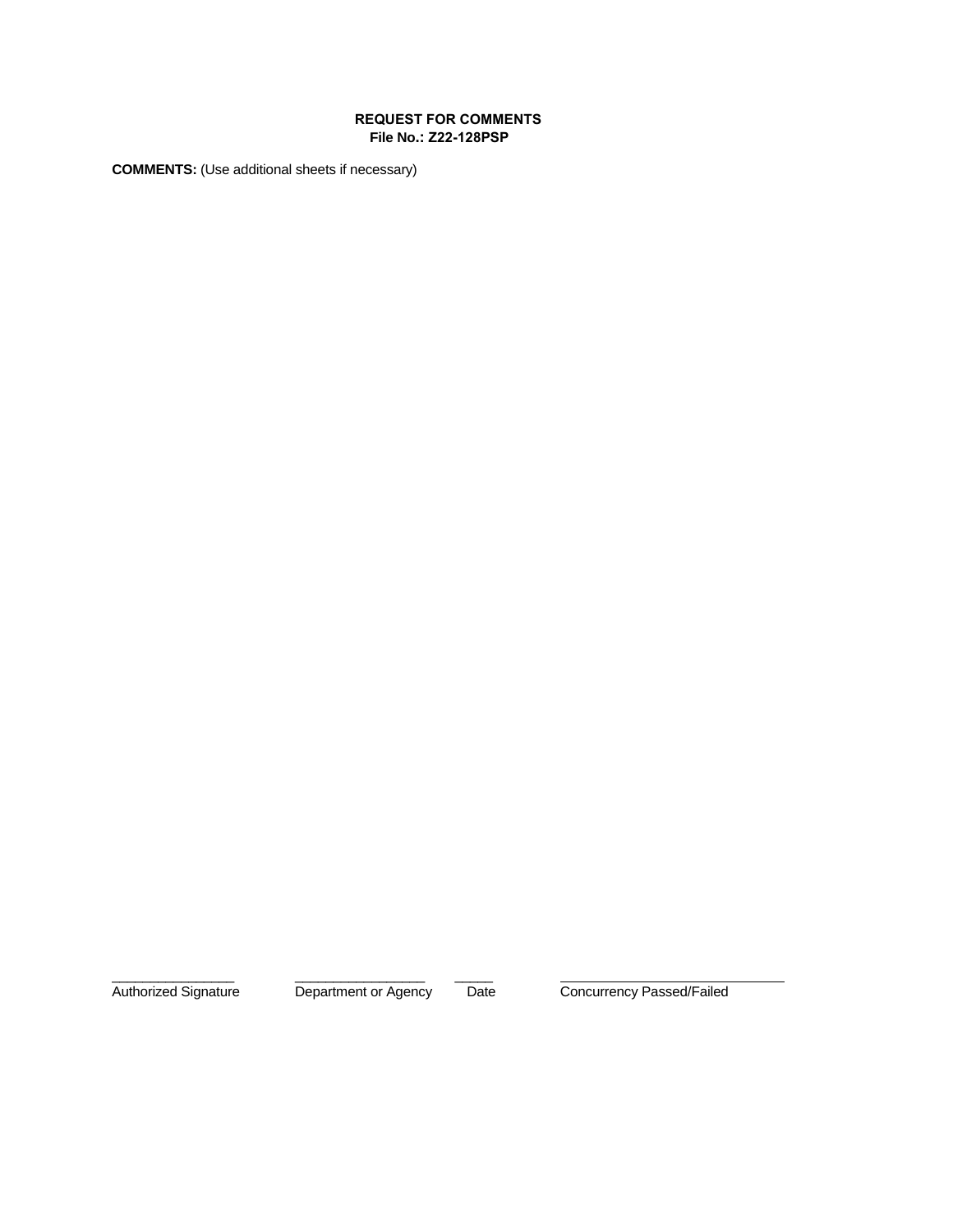**REQUEST FOR COMMENTS**
**File No.: Z22-128PSP**

**COMMENTS:** (Use additional sheets if necessary)

| | | | |
|---|---|---|---|
| ________________ | ________________ | _____ | ______________________________ |
| Authorized Signature | Department or Agency | Date | Concurrency Passed/Failed |